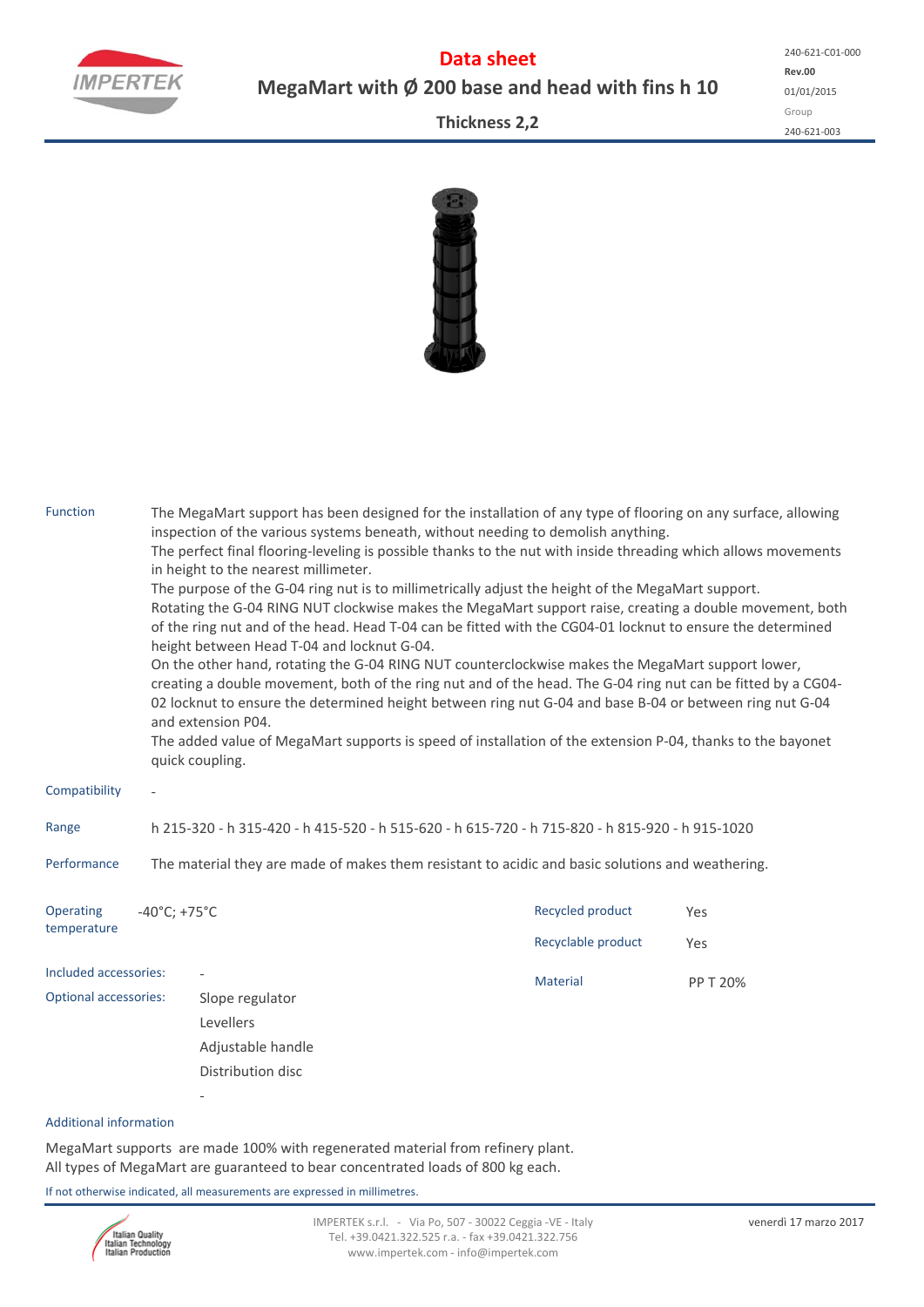# Data sheet

## MegaMart with Ø 200 base and head with fins h 10

### Thickness 2,2

240-621-C01-000
**Rev.00**
01/01/2015
Group
240-621-003

**Function**

The MegaMart support has been designed for the installation of any type of flooring on any surface, allowing inspection of the various systems beneath, without needing to demolish anything.
The perfect final flooring-leveling is possible thanks to the nut with inside threading which allows movements in height to the nearest millimeter.
The purpose of the G-04 ring nut is to millimetrically adjust the height of the MegaMart support.
Rotating the G-04 RING NUT clockwise makes the MegaMart support raise, creating a double movement, both of the ring nut and of the head. Head T-04 can be fitted with the CG04-01 locknut to ensure the determined height between Head T-04 and locknut G-04.
On the other hand, rotating the G-04 RING NUT counterclockwise makes the MegaMart support lower, creating a double movement, both of the ring nut and of the head. The G-04 ring nut can be fitted by a CG04-02 locknut to ensure the determined height between ring nut G-04 and base B-04 or between ring nut G-04 and extension P04.
The added value of MegaMart supports is speed of installation of the extension P-04, thanks to the bayonet quick coupling.

**Compatibility** -

**Range** h 215-320 - h 315-420 - h 415-520 - h 515-620 - h 615-720 - h 715-820 - h 815-920 - h 915-1020

**Performance** The material they are made of makes them resistant to acidic and basic solutions and weathering.

**Operating temperature** -40°C; +75°C

| | |
|---|---|
| Recycled product | Yes |
| Recyclable product | Yes |
| Material | PP T 20% |

**Included accessories:** -

**Optional accessories:**
- Slope regulator
- Levellers
- Adjustable handle
- Distribution disc
- -

**Additional information**

MegaMart supports are made 100% with regenerated material from refinery plant.
All types of MegaMart are guaranteed to bear concentrated loads of 800 kg each.

If not otherwise indicated, all measurements are expressed in millimetres.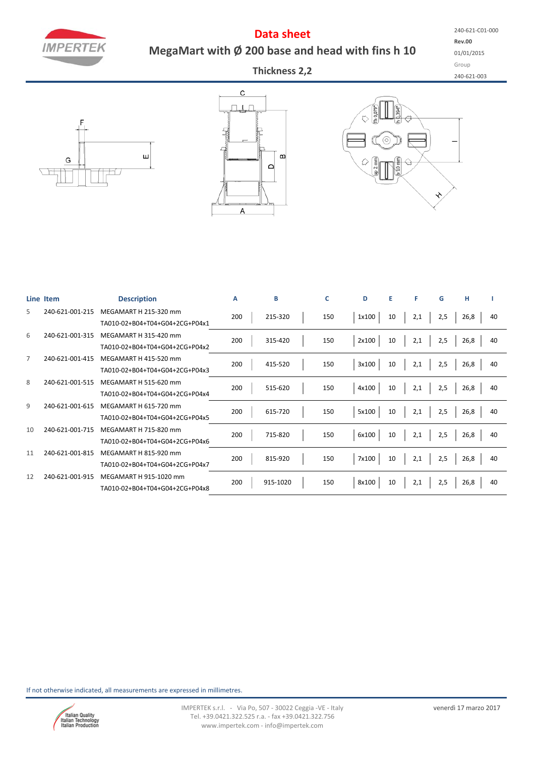# Data sheet

## MegaMart with Ø 200 base and head with fins h 10

### Thickness 2,2

240-621-C01-000
Rev.00
01/01/2015
Group
240-621-003

| Line | Item | Description | A | B | C | D | E | F | G | H | I |
|---|---|---|---|---|---|---|---|---|---|---|---|
| 5 | 240-621-001-215 | MEGAMART H 215-320 mm TA010-02+B04+T04+G04+2CG+P04x1 | 200 | 215-320 | 150 | 1x100 | 10 | 2,1 | 2,5 | 26,8 | 40 |
| 6 | 240-621-001-315 | MEGAMART H 315-420 mm TA010-02+B04+T04+G04+2CG+P04x2 | 200 | 315-420 | 150 | 2x100 | 10 | 2,1 | 2,5 | 26,8 | 40 |
| 7 | 240-621-001-415 | MEGAMART H 415-520 mm TA010-02+B04+T04+G04+2CG+P04x3 | 200 | 415-520 | 150 | 3x100 | 10 | 2,1 | 2,5 | 26,8 | 40 |
| 8 | 240-621-001-515 | MEGAMART H 515-620 mm TA010-02+B04+T04+G04+2CG+P04x4 | 200 | 515-620 | 150 | 4x100 | 10 | 2,1 | 2,5 | 26,8 | 40 |
| 9 | 240-621-001-615 | MEGAMART H 615-720 mm TA010-02+B04+T04+G04+2CG+P04x5 | 200 | 615-720 | 150 | 5x100 | 10 | 2,1 | 2,5 | 26,8 | 40 |
| 10 | 240-621-001-715 | MEGAMART H 715-820 mm TA010-02+B04+T04+G04+2CG+P04x6 | 200 | 715-820 | 150 | 6x100 | 10 | 2,1 | 2,5 | 26,8 | 40 |
| 11 | 240-621-001-815 | MEGAMART H 815-920 mm TA010-02+B04+T04+G04+2CG+P04x7 | 200 | 815-920 | 150 | 7x100 | 10 | 2,1 | 2,5 | 26,8 | 40 |
| 12 | 240-621-001-915 | MEGAMART H 915-1020 mm TA010-02+B04+T04+G04+2CG+P04x8 | 200 | 915-1020 | 150 | 8x100 | 10 | 2,1 | 2,5 | 26,8 | 40 |

If not otherwise indicated, all measurements are expressed in millimetres.

IMPERTEK s.r.l. - Via Po, 507 - 30022 Ceggia -VE - Italy
Tel. +39.0421.322.525 r.a. - fax +39.0421.322.756
www.impertek.com - info@impertek.com

venerdì 17 marzo 2017